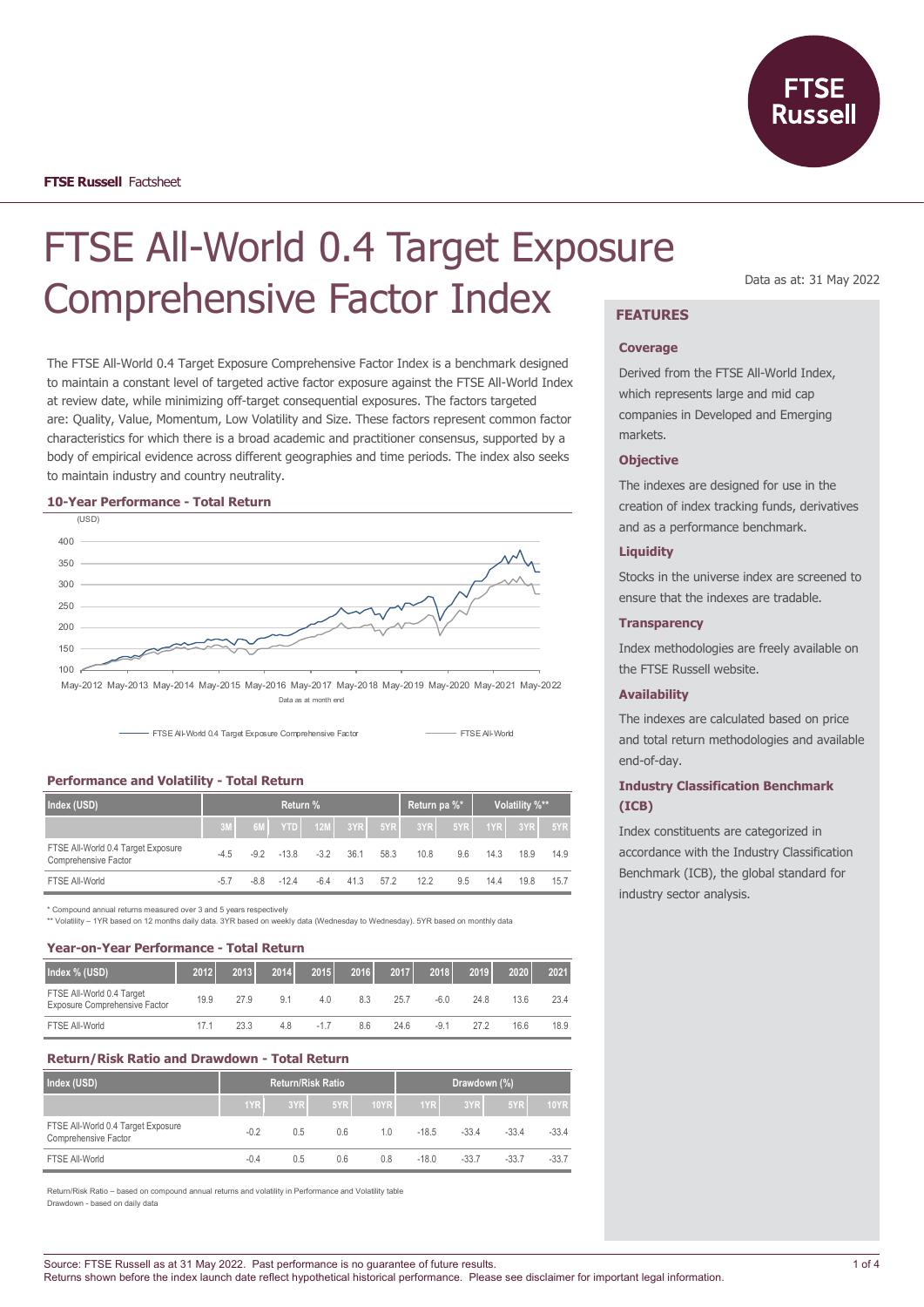FTSE Russell Factsheet

# FTSE All-World 0.4 Target Exposure Comprehensive Factor Index

Data as at: 31 May 2022

The FTSE All-World 0.4 Target Exposure Comprehensive Factor Index is a benchmark designed to maintain a constant level of targeted active factor exposure against the FTSE All-World Index at review date, while minimizing off-target consequential exposures. The factors targeted are: Quality, Value, Momentum, Low Volatility and Size. These factors represent common factor characteristics for which there is a broad academic and practitioner consensus, supported by a body of empirical evidence across different geographies and time periods. The index also seeks to maintain industry and country neutrality.

### 10-Year Performance - Total Return

(USD)

Data as at month end

FTSE All-World 0.4 Target Exposure Comprehensive Factor — FTSE All-World

### Performance and Volatility - Total Return

| Index (USD) | Return % | | | | | | Return pa %* | | Volatility %** | | |
|---|---|---|---|---|---|---|---|---|---|---|---|
| | 3M | 6M | YTD | 12M | 3YR | 5YR | 3YR | 5YR | 1YR | 3YR | 5YR |
| FTSE All-World 0.4 Target Exposure Comprehensive Factor | -4.5 | -9.2 | -13.8 | -3.2 | 36.1 | 58.3 | 10.8 | 9.6 | 14.3 | 18.9 | 14.9 |
| FTSE All-World | -5.7 | -8.8 | -12.4 | -6.4 | 41.3 | 57.2 | 12.2 | 9.5 | 14.4 | 19.8 | 15.7 |

\* Compound annual returns measured over 3 and 5 years respectively

\*\* Volatility – 1YR based on 12 months daily data. 3YR based on weekly data (Wednesday to Wednesday). 5YR based on monthly data

### Year-on-Year Performance - Total Return

| Index % (USD) | 2012 | 2013 | 2014 | 2015 | 2016 | 2017 | 2018 | 2019 | 2020 | 2021 |
|---|---|---|---|---|---|---|---|---|---|---|
| FTSE All-World 0.4 Target Exposure Comprehensive Factor | 19.9 | 27.9 | 9.1 | 4.0 | 8.3 | 25.7 | -6.0 | 24.8 | 13.6 | 23.4 |
| FTSE All-World | 17.1 | 23.3 | 4.8 | -1.7 | 8.6 | 24.6 | -9.1 | 27.2 | 16.6 | 18.9 |

### Return/Risk Ratio and Drawdown - Total Return

| Index (USD) | Return/Risk Ratio | | | | Drawdown (%) | | | |
|---|---|---|---|---|---|---|---|---|
| | 1YR | 3YR | 5YR | 10YR | 1YR | 3YR | 5YR | 10YR |
| FTSE All-World 0.4 Target Exposure Comprehensive Factor | -0.2 | 0.5 | 0.6 | 1.0 | -18.5 | -33.4 | -33.4 | -33.4 |
| FTSE All-World | -0.4 | 0.5 | 0.6 | 0.8 | -18.0 | -33.7 | -33.7 | -33.7 |

Return/Risk Ratio – based on compound annual returns and volatility in Performance and Volatility table

Drawdown - based on daily data

## FEATURES

### Coverage

Derived from the FTSE All-World Index, which represents large and mid cap companies in Developed and Emerging markets.

### Objective

The indexes are designed for use in the creation of index tracking funds, derivatives and as a performance benchmark.

### Liquidity

Stocks in the universe index are screened to ensure that the indexes are tradable.

### Transparency

Index methodologies are freely available on the FTSE Russell website.

### Availability

The indexes are calculated based on price and total return methodologies and available end-of-day.

### Industry Classification Benchmark (ICB)

Index constituents are categorized in accordance with the Industry Classification Benchmark (ICB), the global standard for industry sector analysis.

Source: FTSE Russell as at 31 May 2022. Past performance is no guarantee of future results.
Returns shown before the index launch date reflect hypothetical historical performance. Please see disclaimer for important legal information.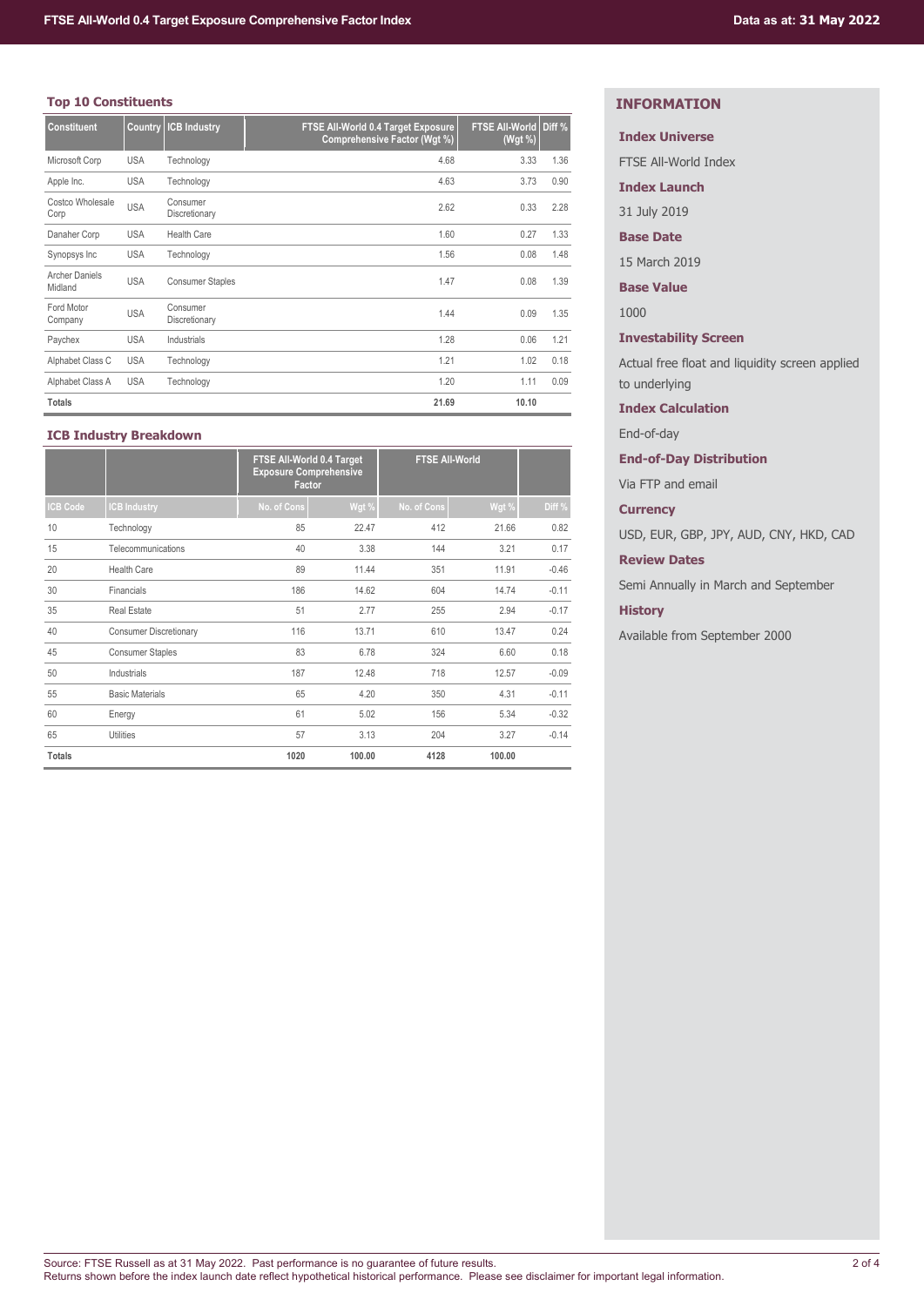## Top 10 Constituents

| Constituent | Country | ICB Industry | FTSE All-World 0.4 Target Exposure Comprehensive Factor (Wgt %) | FTSE All-World (Wgt %) | Diff % |
|---|---|---|---|---|---|
| Microsoft Corp | USA | Technology | 4.68 | 3.33 | 1.36 |
| Apple Inc. | USA | Technology | 4.63 | 3.73 | 0.90 |
| Costco Wholesale Corp | USA | Consumer Discretionary | 2.62 | 0.33 | 2.28 |
| Danaher Corp | USA | Health Care | 1.60 | 0.27 | 1.33 |
| Synopsys Inc | USA | Technology | 1.56 | 0.08 | 1.48 |
| Archer Daniels Midland | USA | Consumer Staples | 1.47 | 0.08 | 1.39 |
| Ford Motor Company | USA | Consumer Discretionary | 1.44 | 0.09 | 1.35 |
| Paychex | USA | Industrials | 1.28 | 0.06 | 1.21 |
| Alphabet Class C | USA | Technology | 1.21 | 1.02 | 0.18 |
| Alphabet Class A | USA | Technology | 1.20 | 1.11 | 0.09 |
| **Totals** | | | **21.69** | **10.10** | |

## ICB Industry Breakdown

| | | FTSE All-World 0.4 Target Exposure Comprehensive Factor | | FTSE All-World | | |
|---|---|---|---|---|---|---|
| ICB Code | ICB Industry | No. of Cons | Wgt % | No. of Cons | Wgt % | Diff % |
| 10 | Technology | 85 | 22.47 | 412 | 21.66 | 0.82 |
| 15 | Telecommunications | 40 | 3.38 | 144 | 3.21 | 0.17 |
| 20 | Health Care | 89 | 11.44 | 351 | 11.91 | -0.46 |
| 30 | Financials | 186 | 14.62 | 604 | 14.74 | -0.11 |
| 35 | Real Estate | 51 | 2.77 | 255 | 2.94 | -0.17 |
| 40 | Consumer Discretionary | 116 | 13.71 | 610 | 13.47 | 0.24 |
| 45 | Consumer Staples | 83 | 6.78 | 324 | 6.60 | 0.18 |
| 50 | Industrials | 187 | 12.48 | 718 | 12.57 | -0.09 |
| 55 | Basic Materials | 65 | 4.20 | 350 | 4.31 | -0.11 |
| 60 | Energy | 61 | 5.02 | 156 | 5.34 | -0.32 |
| 65 | Utilities | 57 | 3.13 | 204 | 3.27 | -0.14 |
| **Totals** | | **1020** | **100.00** | **4128** | **100.00** | |

## INFORMATION

**Index Universe**

FTSE All-World Index

**Index Launch**

31 July 2019

**Base Date**

15 March 2019

**Base Value**

1000

**Investability Screen**

Actual free float and liquidity screen applied to underlying

**Index Calculation**

End-of-day

**End-of-Day Distribution**

Via FTP and email

**Currency**

USD, EUR, GBP, JPY, AUD, CNY, HKD, CAD

**Review Dates**

Semi Annually in March and September

**History**

Available from September 2000

Source: FTSE Russell as at 31 May 2022. Past performance is no guarantee of future results.
Returns shown before the index launch date reflect hypothetical historical performance. Please see disclaimer for important legal information.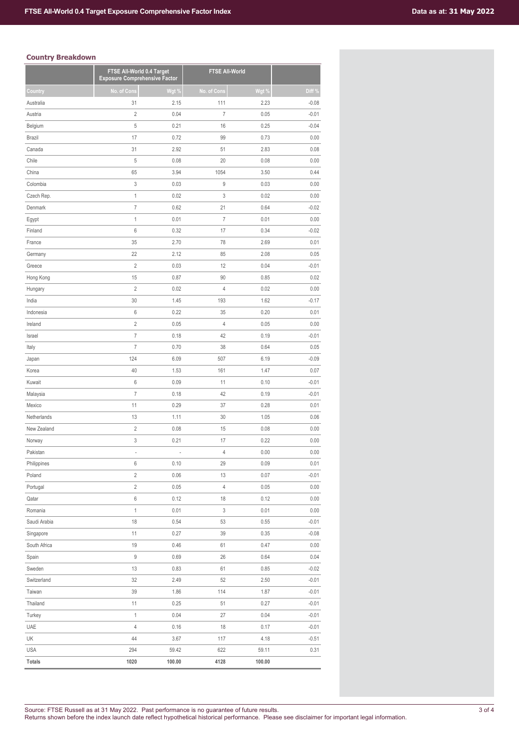## Country Breakdown

| | FTSE All-World 0.4 Target Exposure Comprehensive Factor | | FTSE All-World | | |
|---|---|---|---|---|---|
| Country | No. of Cons | Wgt % | No. of Cons | Wgt % | Diff % |
| Australia | 31 | 2.15 | 111 | 2.23 | -0.08 |
| Austria | 2 | 0.04 | 7 | 0.05 | -0.01 |
| Belgium | 5 | 0.21 | 16 | 0.25 | -0.04 |
| Brazil | 17 | 0.72 | 99 | 0.73 | 0.00 |
| Canada | 31 | 2.92 | 51 | 2.83 | 0.08 |
| Chile | 5 | 0.08 | 20 | 0.08 | 0.00 |
| China | 65 | 3.94 | 1054 | 3.50 | 0.44 |
| Colombia | 3 | 0.03 | 9 | 0.03 | 0.00 |
| Czech Rep. | 1 | 0.02 | 3 | 0.02 | 0.00 |
| Denmark | 7 | 0.62 | 21 | 0.64 | -0.02 |
| Egypt | 1 | 0.01 | 7 | 0.01 | 0.00 |
| Finland | 6 | 0.32 | 17 | 0.34 | -0.02 |
| France | 35 | 2.70 | 78 | 2.69 | 0.01 |
| Germany | 22 | 2.12 | 85 | 2.08 | 0.05 |
| Greece | 2 | 0.03 | 12 | 0.04 | -0.01 |
| Hong Kong | 15 | 0.87 | 90 | 0.85 | 0.02 |
| Hungary | 2 | 0.02 | 4 | 0.02 | 0.00 |
| India | 30 | 1.45 | 193 | 1.62 | -0.17 |
| Indonesia | 6 | 0.22 | 35 | 0.20 | 0.01 |
| Ireland | 2 | 0.05 | 4 | 0.05 | 0.00 |
| Israel | 7 | 0.18 | 42 | 0.19 | -0.01 |
| Italy | 7 | 0.70 | 38 | 0.64 | 0.05 |
| Japan | 124 | 6.09 | 507 | 6.19 | -0.09 |
| Korea | 40 | 1.53 | 161 | 1.47 | 0.07 |
| Kuwait | 6 | 0.09 | 11 | 0.10 | -0.01 |
| Malaysia | 7 | 0.18 | 42 | 0.19 | -0.01 |
| Mexico | 11 | 0.29 | 37 | 0.28 | 0.01 |
| Netherlands | 13 | 1.11 | 30 | 1.05 | 0.06 |
| New Zealand | 2 | 0.08 | 15 | 0.08 | 0.00 |
| Norway | 3 | 0.21 | 17 | 0.22 | 0.00 |
| Pakistan | - | - | 4 | 0.00 | 0.00 |
| Philippines | 6 | 0.10 | 29 | 0.09 | 0.01 |
| Poland | 2 | 0.06 | 13 | 0.07 | -0.01 |
| Portugal | 2 | 0.05 | 4 | 0.05 | 0.00 |
| Qatar | 6 | 0.12 | 18 | 0.12 | 0.00 |
| Romania | 1 | 0.01 | 3 | 0.01 | 0.00 |
| Saudi Arabia | 18 | 0.54 | 53 | 0.55 | -0.01 |
| Singapore | 11 | 0.27 | 39 | 0.35 | -0.08 |
| South Africa | 19 | 0.46 | 61 | 0.47 | 0.00 |
| Spain | 9 | 0.69 | 26 | 0.64 | 0.04 |
| Sweden | 13 | 0.83 | 61 | 0.85 | -0.02 |
| Switzerland | 32 | 2.49 | 52 | 2.50 | -0.01 |
| Taiwan | 39 | 1.86 | 114 | 1.87 | -0.01 |
| Thailand | 11 | 0.25 | 51 | 0.27 | -0.01 |
| Turkey | 1 | 0.04 | 27 | 0.04 | -0.01 |
| UAE | 4 | 0.16 | 18 | 0.17 | -0.01 |
| UK | 44 | 3.67 | 117 | 4.18 | -0.51 |
| USA | 294 | 59.42 | 622 | 59.11 | 0.31 |
| **Totals** | **1020** | **100.00** | **4128** | **100.00** | |

Source: FTSE Russell as at 31 May 2022. Past performance is no guarantee of future results.
Returns shown before the index launch date reflect hypothetical historical performance. Please see disclaimer for important legal information.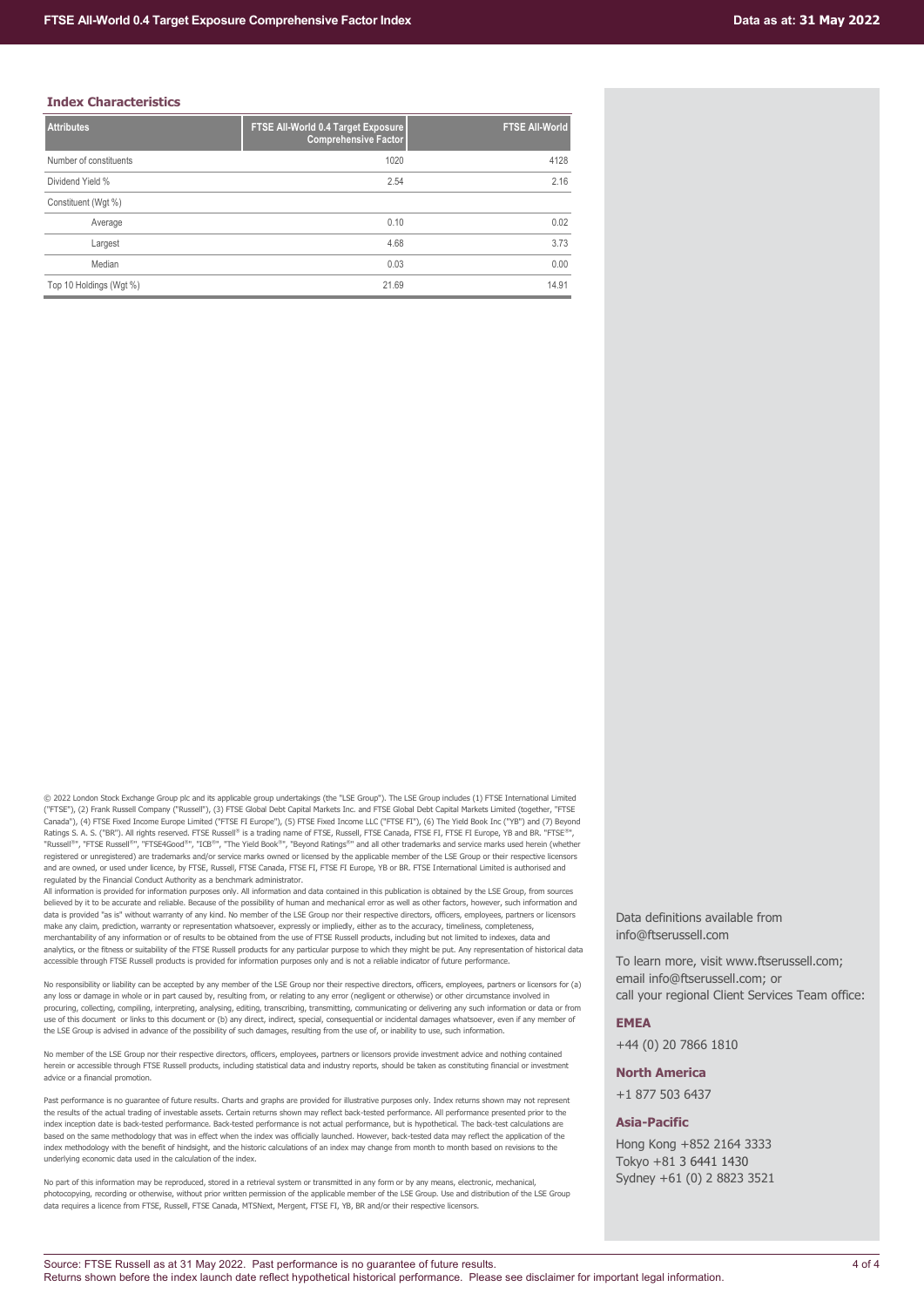### Index Characteristics

| Attributes | FTSE All-World 0.4 Target Exposure Comprehensive Factor | FTSE All-World |
|---|---|---|
| Number of constituents | 1020 | 4128 |
| Dividend Yield % | 2.54 | 2.16 |
| Constituent (Wgt %) | | |
| Average | 0.10 | 0.02 |
| Largest | 4.68 | 3.73 |
| Median | 0.03 | 0.00 |
| Top 10 Holdings (Wgt %) | 21.69 | 14.91 |

© 2022 London Stock Exchange Group plc and its applicable group undertakings (the "LSE Group"). The LSE Group includes (1) FTSE International Limited ("FTSE"), (2) Frank Russell Company ("Russell"), (3) FTSE Global Debt Capital Markets Inc. and FTSE Global Debt Capital Markets Limited (together, "FTSE Canada"), (4) FTSE Fixed Income Europe Limited ("FTSE FI Europe"), (5) FTSE Fixed Income LLC ("FTSE FI"), (6) The Yield Book Inc ("YB") and (7) Beyond Ratings S. A. S. ("BR"). All rights reserved. FTSE Russell® is a trading name of FTSE, Russell, FTSE Canada, FTSE FI, FTSE FI Europe, YB and BR. "FTSE®", "Russell®", "FTSE Russell®", "FTSE4Good®", "ICB®", "The Yield Book®", "Beyond Ratings®" and all other trademarks and service marks used herein (whether registered or unregistered) are trademarks and/or service marks owned or licensed by the applicable member of the LSE Group or their respective licensors and are owned, or used under licence, by FTSE, Russell, FTSE Canada, FTSE FI, FTSE FI Europe, YB or BR. FTSE International Limited is authorised and regulated by the Financial Conduct Authority as a benchmark administrator.

All information is provided for information purposes only. All information and data contained in this publication is obtained by the LSE Group, from sources believed by it to be accurate and reliable. Because of the possibility of human and mechanical error as well as other factors, however, such information and data is provided "as is" without warranty of any kind. No member of the LSE Group nor their respective directors, officers, employees, partners or licensors make any claim, prediction, warranty or representation whatsoever, expressly or impliedly, either as to the accuracy, timeliness, completeness, merchantability of any information or of results to be obtained from the use of FTSE Russell products, including but not limited to indexes, data and analytics, or the fitness or suitability of the FTSE Russell products for any particular purpose to which they might be put. Any representation of historical data accessible through FTSE Russell products is provided for information purposes only and is not a reliable indicator of future performance.

No responsibility or liability can be accepted by any member of the LSE Group nor their respective directors, officers, employees, partners or licensors for (a) any loss or damage in whole or in part caused by, resulting from, or relating to any error (negligent or otherwise) or other circumstance involved in procuring, collecting, compiling, interpreting, analysing, editing, transcribing, transmitting, communicating or delivering any such information or data or from use of this document or links to this document or (b) any direct, indirect, special, consequential or incidental damages whatsoever, even if any member of the LSE Group is advised in advance of the possibility of such damages, resulting from the use of, or inability to use, such information.

No member of the LSE Group nor their respective directors, officers, employees, partners or licensors provide investment advice and nothing contained herein or accessible through FTSE Russell products, including statistical data and industry reports, should be taken as constituting financial or investment advice or a financial promotion.

Past performance is no guarantee of future results. Charts and graphs are provided for illustrative purposes only. Index returns shown may not represent the results of the actual trading of investable assets. Certain returns shown may reflect back-tested performance. All performance presented prior to the index inception date is back-tested performance. Back-tested performance is not actual performance, but is hypothetical. The back-test calculations are based on the same methodology that was in effect when the index was officially launched. However, back-tested data may reflect the application of the index methodology with the benefit of hindsight, and the historic calculations of an index may change from month to month based on revisions to the underlying economic data used in the calculation of the index.

No part of this information may be reproduced, stored in a retrieval system or transmitted in any form or by any means, electronic, mechanical, photocopying, recording or otherwise, without prior written permission of the applicable member of the LSE Group. Use and distribution of the LSE Group data requires a licence from FTSE, Russell, FTSE Canada, MTSNext, Mergent, FTSE FI, YB, BR and/or their respective licensors.

Data definitions available from info@ftserussell.com

To learn more, visit www.ftserussell.com; email info@ftserussell.com; or call your regional Client Services Team office:

**EMEA**

+44 (0) 20 7866 1810

**North America**

+1 877 503 6437

**Asia-Pacific**

Hong Kong +852 2164 3333
Tokyo +81 3 6441 1430
Sydney +61 (0) 2 8823 3521

Source: FTSE Russell as at 31 May 2022. Past performance is no guarantee of future results.
Returns shown before the index launch date reflect hypothetical historical performance. Please see disclaimer for important legal information.